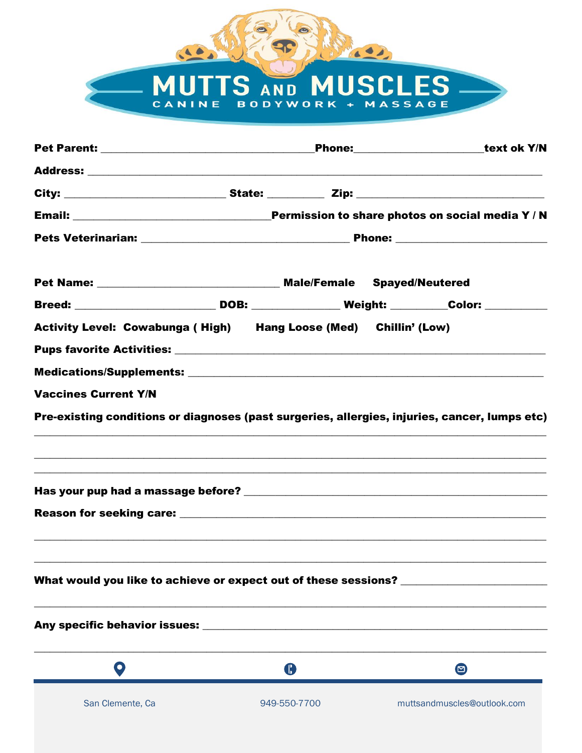# MUTTS AND MUSCLES

CANINE BODYWORK + MASSAGE

**Pet Parent:** ______________________________________**Phone:**_______________________**text ok Y/N**

**Address:** _________________________________________________________________________________

**City:** _____________________________ **State:** __________ **Zip:** __________________________________

**Email:** ___________________________________**Permission to share photos on social media Y / N**

**Pets Veterinarian:** _____________________________________ **Phone:** ___________________________

**Pet Name:** ________________________________ **Male/Female** **Spayed/Neutered**

**Breed:** _________________________ **DOB:** ________________ **Weight:** __________**Color:** ____________

**Activity Level: Cowabunga ( High)** **Hang Loose (Med)** **Chillin' (Low)**

**Pups favorite Activities:** _________________________________________________________________

**Medications/Supplements:** ______________________________________________________________

**Vaccines Current Y/N**

**Pre-existing conditions or diagnoses (past surgeries, allergies, injuries, cancer, lumps etc)**

______________________________________________________________________________________________

______________________________________________________________________________________________

______________________________________________________________________________________________

**Has your pup had a massage before?** _____________________________________________________

**Reason for seeking care:** ______________________________________________________________

______________________________________________________________________________________________

______________________________________________________________________________________________

**What would you like to achieve or expect out of these sessions?** __________________________

______________________________________________________________________________________________

**Any specific behavior issues:** _________________________________________________________

______________________________________________________________________________________________

San Clemente, Ca | 949-550-7700 | muttsandmuscles@outlook.com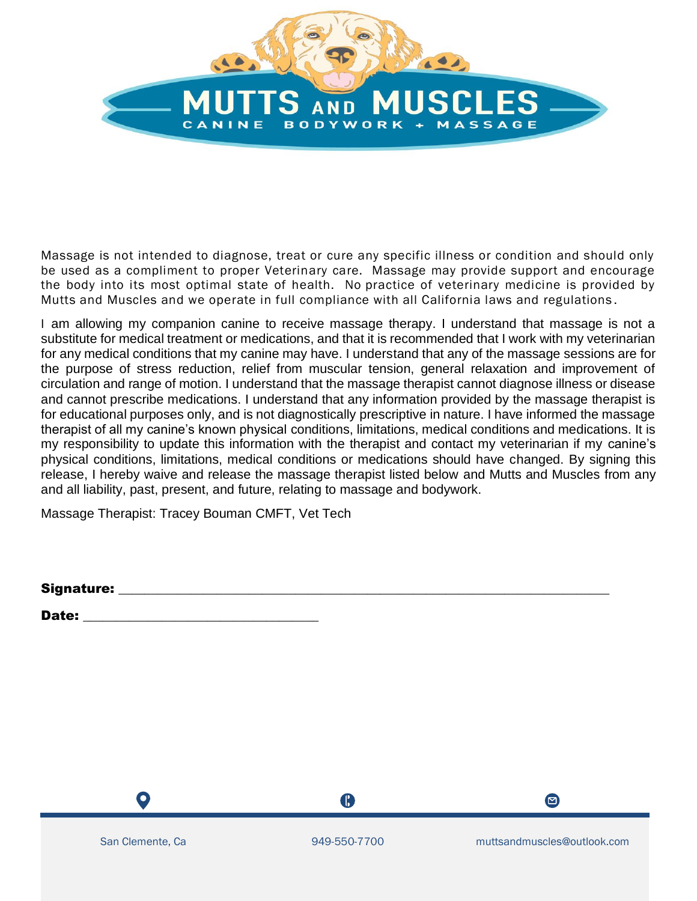# MUTTS AND MUSCLES

CANINE BODYWORK + MASSAGE

Massage is not intended to diagnose, treat or cure any specific illness or condition and should only be used as a compliment to proper Veterinary care. Massage may provide support and encourage the body into its most optimal state of health. No practice of veterinary medicine is provided by Mutts and Muscles and we operate in full compliance with all California laws and regulations.

I am allowing my companion canine to receive massage therapy. I understand that massage is not a substitute for medical treatment or medications, and that it is recommended that I work with my veterinarian for any medical conditions that my canine may have. I understand that any of the massage sessions are for the purpose of stress reduction, relief from muscular tension, general relaxation and improvement of circulation and range of motion. I understand that the massage therapist cannot diagnose illness or disease and cannot prescribe medications. I understand that any information provided by the massage therapist is for educational purposes only, and is not diagnostically prescriptive in nature. I have informed the massage therapist of all my canine's known physical conditions, limitations, medical conditions and medications. It is my responsibility to update this information with the therapist and contact my veterinarian if my canine's physical conditions, limitations, medical conditions or medications should have changed. By signing this release, I hereby waive and release the massage therapist listed below and Mutts and Muscles from any and all liability, past, present, and future, relating to massage and bodywork.

Massage Therapist: Tracey Bouman CMFT, Vet Tech

**Signature:** ___________________________________________________________________

**Date:** ______________________________

San Clemente, Ca | 949-550-7700 | muttsandmuscles@outlook.com